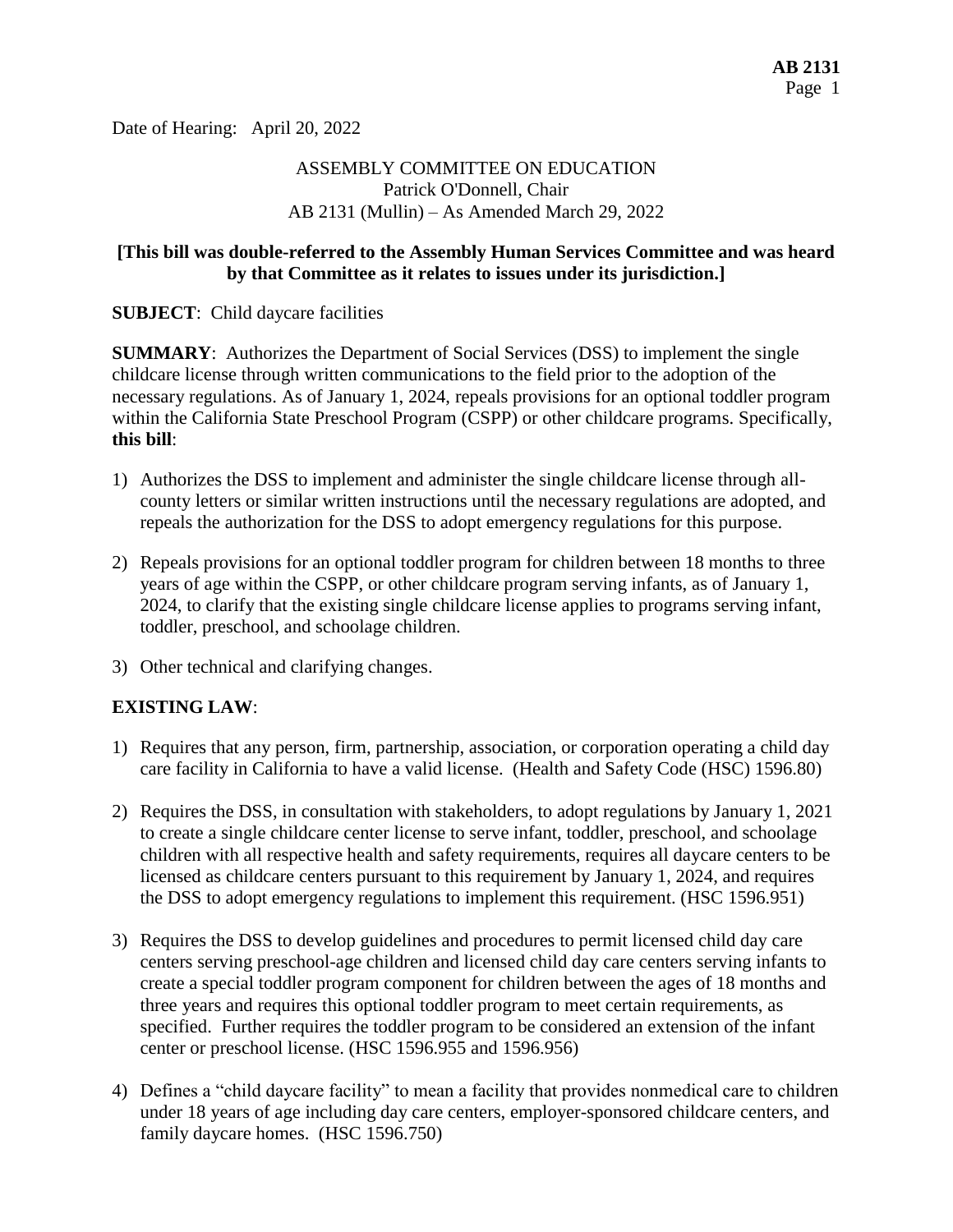Date of Hearing: April 20, 2022

ASSEMBLY COMMITTEE ON EDUCATION
Patrick O'Donnell, Chair
AB 2131 (Mullin) – As Amended March 29, 2022

**[This bill was double-referred to the Assembly Human Services Committee and was heard by that Committee as it relates to issues under its jurisdiction.]**

**SUBJECT**: Child daycare facilities

**SUMMARY**: Authorizes the Department of Social Services (DSS) to implement the single childcare license through written communications to the field prior to the adoption of the necessary regulations. As of January 1, 2024, repeals provisions for an optional toddler program within the California State Preschool Program (CSPP) or other childcare programs. Specifically, **this bill**:

1) Authorizes the DSS to implement and administer the single childcare license through all-county letters or similar written instructions until the necessary regulations are adopted, and repeals the authorization for the DSS to adopt emergency regulations for this purpose.

2) Repeals provisions for an optional toddler program for children between 18 months to three years of age within the CSPP, or other childcare program serving infants, as of January 1, 2024, to clarify that the existing single childcare license applies to programs serving infant, toddler, preschool, and schoolage children.

3) Other technical and clarifying changes.

**EXISTING LAW**:

1) Requires that any person, firm, partnership, association, or corporation operating a child day care facility in California to have a valid license. (Health and Safety Code (HSC) 1596.80)

2) Requires the DSS, in consultation with stakeholders, to adopt regulations by January 1, 2021 to create a single childcare center license to serve infant, toddler, preschool, and schoolage children with all respective health and safety requirements, requires all daycare centers to be licensed as childcare centers pursuant to this requirement by January 1, 2024, and requires the DSS to adopt emergency regulations to implement this requirement. (HSC 1596.951)

3) Requires the DSS to develop guidelines and procedures to permit licensed child day care centers serving preschool-age children and licensed child day care centers serving infants to create a special toddler program component for children between the ages of 18 months and three years and requires this optional toddler program to meet certain requirements, as specified. Further requires the toddler program to be considered an extension of the infant center or preschool license. (HSC 1596.955 and 1596.956)

4) Defines a "child daycare facility" to mean a facility that provides nonmedical care to children under 18 years of age including day care centers, employer-sponsored childcare centers, and family daycare homes. (HSC 1596.750)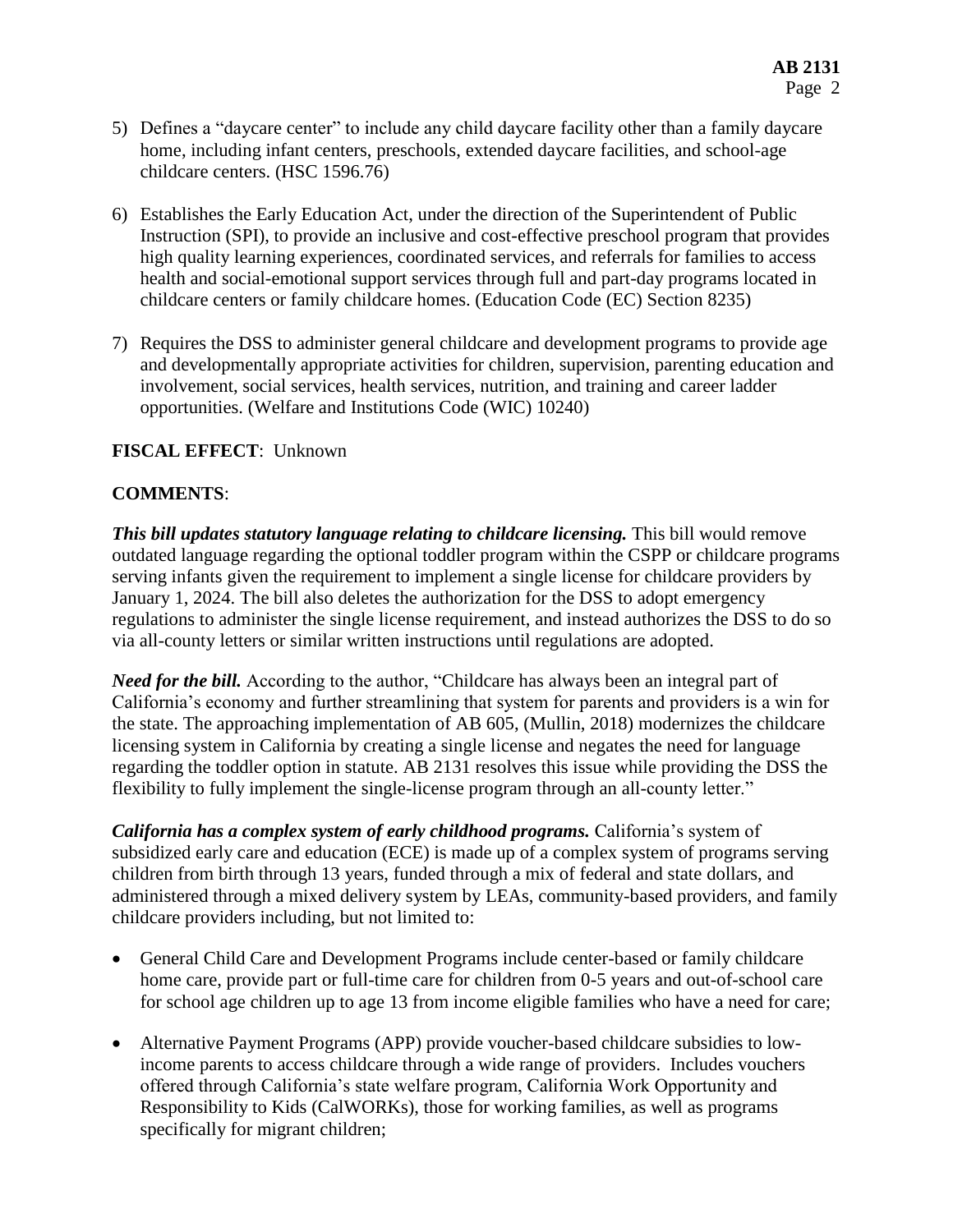5) Defines a "daycare center" to include any child daycare facility other than a family daycare home, including infant centers, preschools, extended daycare facilities, and school-age childcare centers. (HSC 1596.76)

6) Establishes the Early Education Act, under the direction of the Superintendent of Public Instruction (SPI), to provide an inclusive and cost-effective preschool program that provides high quality learning experiences, coordinated services, and referrals for families to access health and social-emotional support services through full and part-day programs located in childcare centers or family childcare homes. (Education Code (EC) Section 8235)

7) Requires the DSS to administer general childcare and development programs to provide age and developmentally appropriate activities for children, supervision, parenting education and involvement, social services, health services, nutrition, and training and career ladder opportunities. (Welfare and Institutions Code (WIC) 10240)

**FISCAL EFFECT**: Unknown

**COMMENTS**:

***This bill updates statutory language relating to childcare licensing.*** This bill would remove outdated language regarding the optional toddler program within the CSPP or childcare programs serving infants given the requirement to implement a single license for childcare providers by January 1, 2024. The bill also deletes the authorization for the DSS to adopt emergency regulations to administer the single license requirement, and instead authorizes the DSS to do so via all-county letters or similar written instructions until regulations are adopted.

***Need for the bill.*** According to the author, "Childcare has always been an integral part of California's economy and further streamlining that system for parents and providers is a win for the state. The approaching implementation of AB 605, (Mullin, 2018) modernizes the childcare licensing system in California by creating a single license and negates the need for language regarding the toddler option in statute. AB 2131 resolves this issue while providing the DSS the flexibility to fully implement the single-license program through an all-county letter."

***California has a complex system of early childhood programs.*** California's system of subsidized early care and education (ECE) is made up of a complex system of programs serving children from birth through 13 years, funded through a mix of federal and state dollars, and administered through a mixed delivery system by LEAs, community-based providers, and family childcare providers including, but not limited to:

- General Child Care and Development Programs include center-based or family childcare home care, provide part or full-time care for children from 0-5 years and out-of-school care for school age children up to age 13 from income eligible families who have a need for care;

- Alternative Payment Programs (APP) provide voucher-based childcare subsidies to low-income parents to access childcare through a wide range of providers. Includes vouchers offered through California's state welfare program, California Work Opportunity and Responsibility to Kids (CalWORKs), those for working families, as well as programs specifically for migrant children;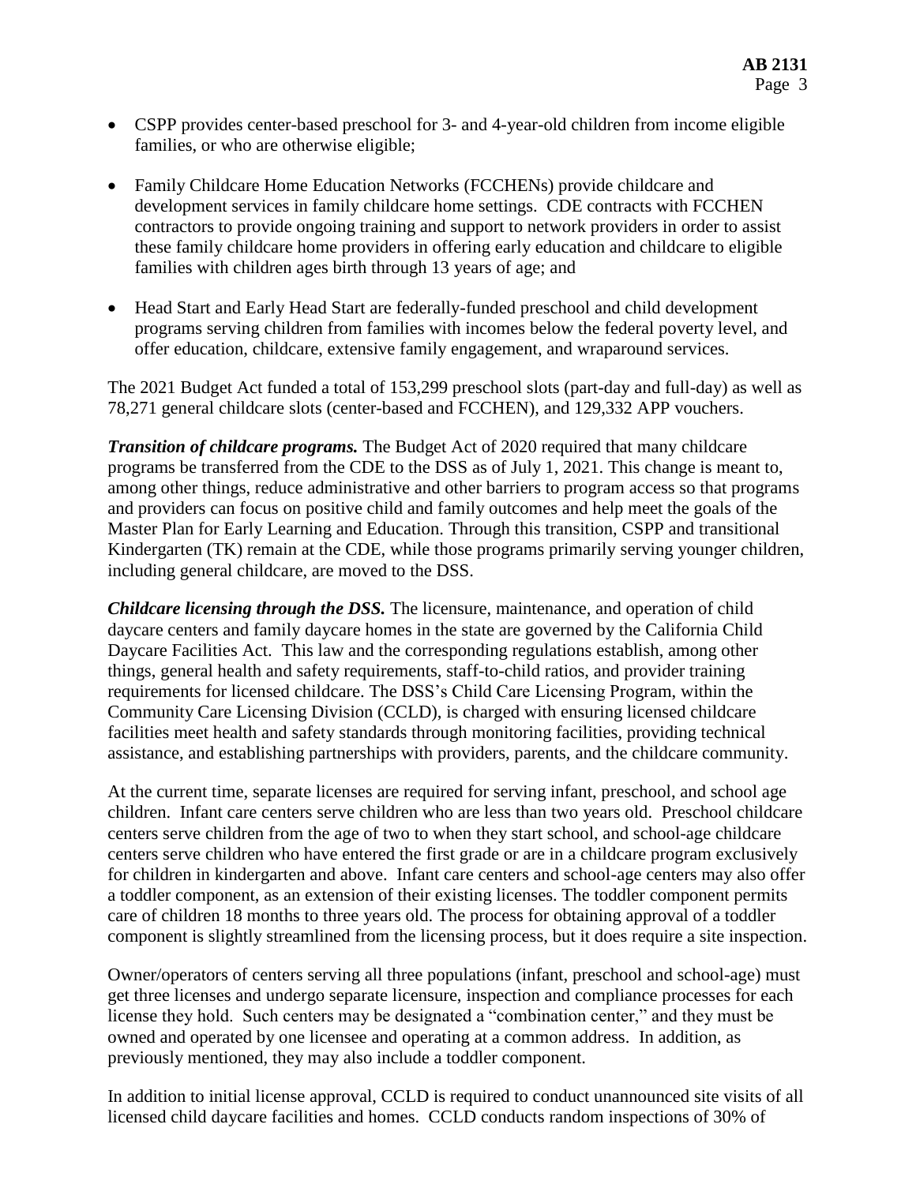- CSPP provides center-based preschool for 3- and 4-year-old children from income eligible families, or who are otherwise eligible;

- Family Childcare Home Education Networks (FCCHENs) provide childcare and development services in family childcare home settings. CDE contracts with FCCHEN contractors to provide ongoing training and support to network providers in order to assist these family childcare home providers in offering early education and childcare to eligible families with children ages birth through 13 years of age; and

- Head Start and Early Head Start are federally-funded preschool and child development programs serving children from families with incomes below the federal poverty level, and offer education, childcare, extensive family engagement, and wraparound services.

The 2021 Budget Act funded a total of 153,299 preschool slots (part-day and full-day) as well as 78,271 general childcare slots (center-based and FCCHEN), and 129,332 APP vouchers.

***Transition of childcare programs.*** The Budget Act of 2020 required that many childcare programs be transferred from the CDE to the DSS as of July 1, 2021. This change is meant to, among other things, reduce administrative and other barriers to program access so that programs and providers can focus on positive child and family outcomes and help meet the goals of the Master Plan for Early Learning and Education. Through this transition, CSPP and transitional Kindergarten (TK) remain at the CDE, while those programs primarily serving younger children, including general childcare, are moved to the DSS.

***Childcare licensing through the DSS.*** The licensure, maintenance, and operation of child daycare centers and family daycare homes in the state are governed by the California Child Daycare Facilities Act. This law and the corresponding regulations establish, among other things, general health and safety requirements, staff-to-child ratios, and provider training requirements for licensed childcare. The DSS's Child Care Licensing Program, within the Community Care Licensing Division (CCLD), is charged with ensuring licensed childcare facilities meet health and safety standards through monitoring facilities, providing technical assistance, and establishing partnerships with providers, parents, and the childcare community.

At the current time, separate licenses are required for serving infant, preschool, and school age children. Infant care centers serve children who are less than two years old. Preschool childcare centers serve children from the age of two to when they start school, and school-age childcare centers serve children who have entered the first grade or are in a childcare program exclusively for children in kindergarten and above. Infant care centers and school-age centers may also offer a toddler component, as an extension of their existing licenses. The toddler component permits care of children 18 months to three years old. The process for obtaining approval of a toddler component is slightly streamlined from the licensing process, but it does require a site inspection.

Owner/operators of centers serving all three populations (infant, preschool and school-age) must get three licenses and undergo separate licensure, inspection and compliance processes for each license they hold. Such centers may be designated a "combination center," and they must be owned and operated by one licensee and operating at a common address. In addition, as previously mentioned, they may also include a toddler component.

In addition to initial license approval, CCLD is required to conduct unannounced site visits of all licensed child daycare facilities and homes. CCLD conducts random inspections of 30% of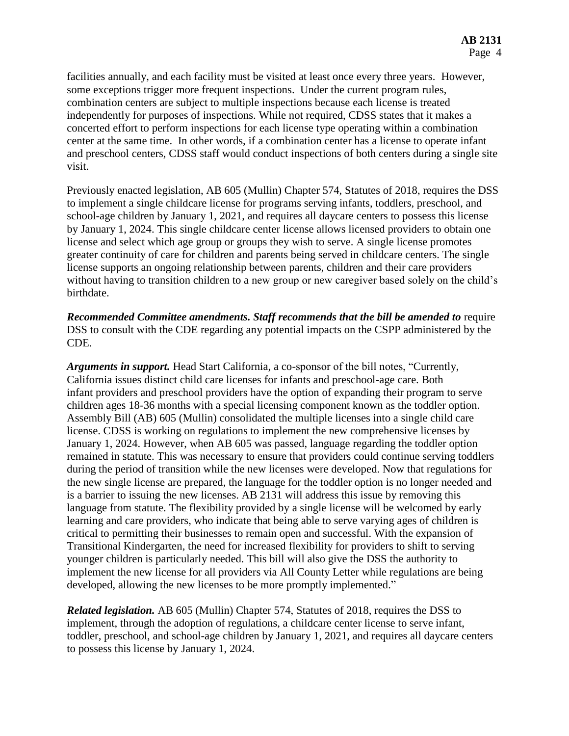facilities annually, and each facility must be visited at least once every three years. However, some exceptions trigger more frequent inspections. Under the current program rules, combination centers are subject to multiple inspections because each license is treated independently for purposes of inspections. While not required, CDSS states that it makes a concerted effort to perform inspections for each license type operating within a combination center at the same time. In other words, if a combination center has a license to operate infant and preschool centers, CDSS staff would conduct inspections of both centers during a single site visit.

Previously enacted legislation, AB 605 (Mullin) Chapter 574, Statutes of 2018, requires the DSS to implement a single childcare license for programs serving infants, toddlers, preschool, and school-age children by January 1, 2021, and requires all daycare centers to possess this license by January 1, 2024. This single childcare center license allows licensed providers to obtain one license and select which age group or groups they wish to serve. A single license promotes greater continuity of care for children and parents being served in childcare centers. The single license supports an ongoing relationship between parents, children and their care providers without having to transition children to a new group or new caregiver based solely on the child's birthdate.

***Recommended Committee amendments. Staff recommends that the bill be amended to*** require DSS to consult with the CDE regarding any potential impacts on the CSPP administered by the CDE.

***Arguments in support.*** Head Start California, a co-sponsor of the bill notes, "Currently, California issues distinct child care licenses for infants and preschool-age care. Both infant providers and preschool providers have the option of expanding their program to serve children ages 18-36 months with a special licensing component known as the toddler option. Assembly Bill (AB) 605 (Mullin) consolidated the multiple licenses into a single child care license. CDSS is working on regulations to implement the new comprehensive licenses by January 1, 2024. However, when AB 605 was passed, language regarding the toddler option remained in statute. This was necessary to ensure that providers could continue serving toddlers during the period of transition while the new licenses were developed. Now that regulations for the new single license are prepared, the language for the toddler option is no longer needed and is a barrier to issuing the new licenses. AB 2131 will address this issue by removing this language from statute. The flexibility provided by a single license will be welcomed by early learning and care providers, who indicate that being able to serve varying ages of children is critical to permitting their businesses to remain open and successful. With the expansion of Transitional Kindergarten, the need for increased flexibility for providers to shift to serving younger children is particularly needed. This bill will also give the DSS the authority to implement the new license for all providers via All County Letter while regulations are being developed, allowing the new licenses to be more promptly implemented."

***Related legislation.*** AB 605 (Mullin) Chapter 574, Statutes of 2018, requires the DSS to implement, through the adoption of regulations, a childcare center license to serve infant, toddler, preschool, and school-age children by January 1, 2021, and requires all daycare centers to possess this license by January 1, 2024.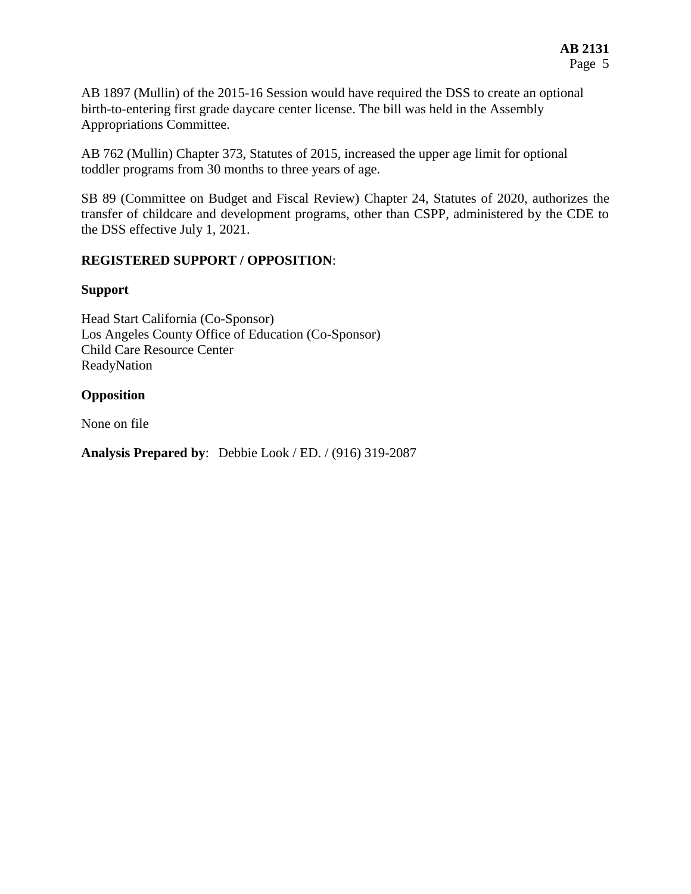AB 1897 (Mullin) of the 2015-16 Session would have required the DSS to create an optional birth-to-entering first grade daycare center license. The bill was held in the Assembly Appropriations Committee.

AB 762 (Mullin) Chapter 373, Statutes of 2015, increased the upper age limit for optional toddler programs from 30 months to three years of age.

SB 89 (Committee on Budget and Fiscal Review) Chapter 24, Statutes of 2020, authorizes the transfer of childcare and development programs, other than CSPP, administered by the CDE to the DSS effective July 1, 2021.

**REGISTERED SUPPORT / OPPOSITION**:

**Support**

Head Start California (Co-Sponsor)
Los Angeles County Office of Education (Co-Sponsor)
Child Care Resource Center
ReadyNation

**Opposition**

None on file

**Analysis Prepared by**: Debbie Look / ED. / (916) 319-2087